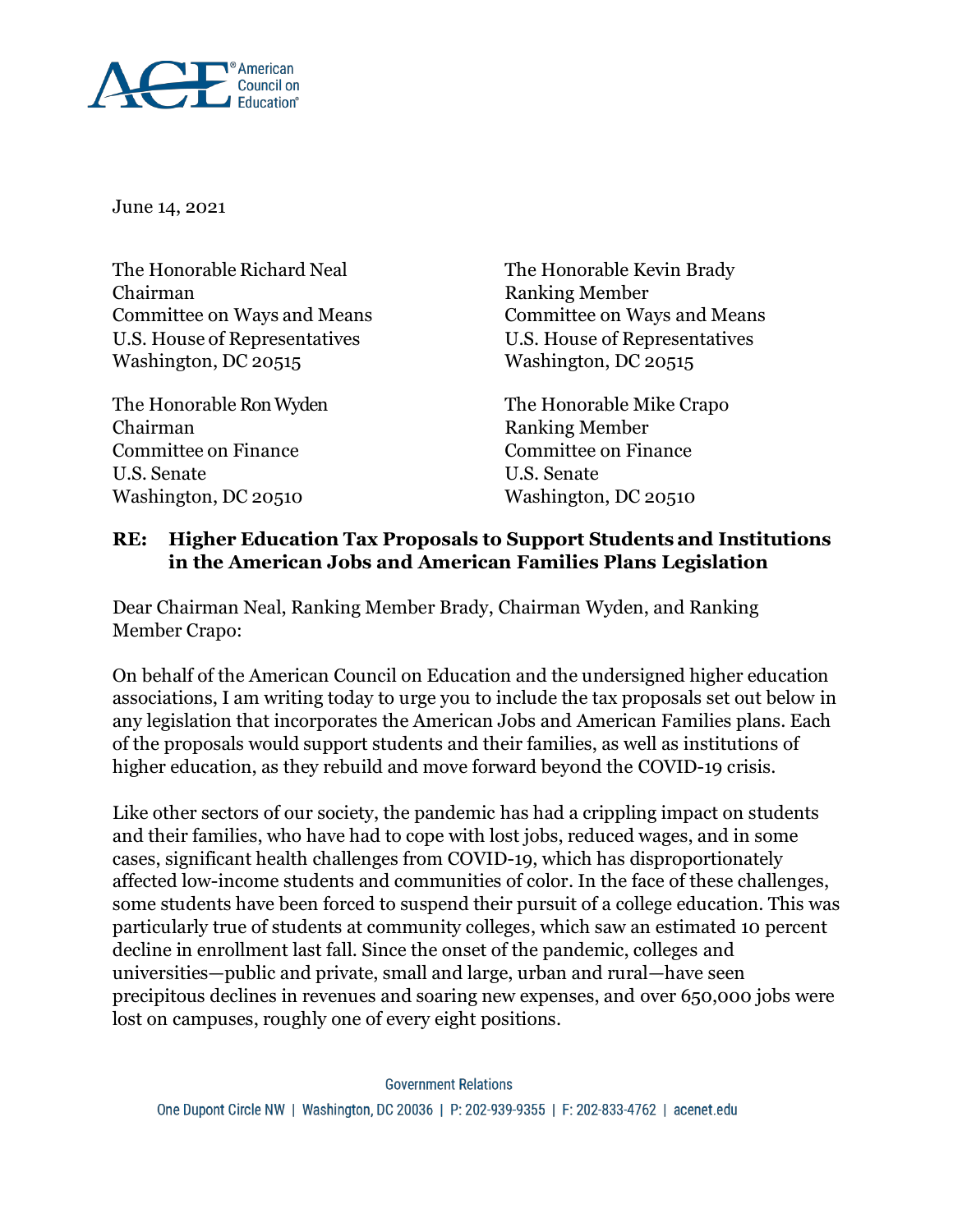American Council on Education

June 14, 2021

The Honorable Richard Neal
Chairman
Committee on Ways and Means
U.S. House of Representatives
Washington, DC 20515

The Honorable Kevin Brady
Ranking Member
Committee on Ways and Means
U.S. House of Representatives
Washington, DC 20515

The Honorable Ron Wyden
Chairman
Committee on Finance
U.S. Senate
Washington, DC 20510

The Honorable Mike Crapo
Ranking Member
Committee on Finance
U.S. Senate
Washington, DC 20510

**RE: Higher Education Tax Proposals to Support Students and Institutions in the American Jobs and American Families Plans Legislation**

Dear Chairman Neal, Ranking Member Brady, Chairman Wyden, and Ranking Member Crapo:

On behalf of the American Council on Education and the undersigned higher education associations, I am writing today to urge you to include the tax proposals set out below in any legislation that incorporates the American Jobs and American Families plans. Each of the proposals would support students and their families, as well as institutions of higher education, as they rebuild and move forward beyond the COVID-19 crisis.

Like other sectors of our society, the pandemic has had a crippling impact on students and their families, who have had to cope with lost jobs, reduced wages, and in some cases, significant health challenges from COVID-19, which has disproportionately affected low-income students and communities of color. In the face of these challenges, some students have been forced to suspend their pursuit of a college education. This was particularly true of students at community colleges, which saw an estimated 10 percent decline in enrollment last fall. Since the onset of the pandemic, colleges and universities—public and private, small and large, urban and rural—have seen precipitous declines in revenues and soaring new expenses, and over 650,000 jobs were lost on campuses, roughly one of every eight positions.

Government Relations
One Dupont Circle NW | Washington, DC 20036 | P: 202-939-9355 | F: 202-833-4762 | acenet.edu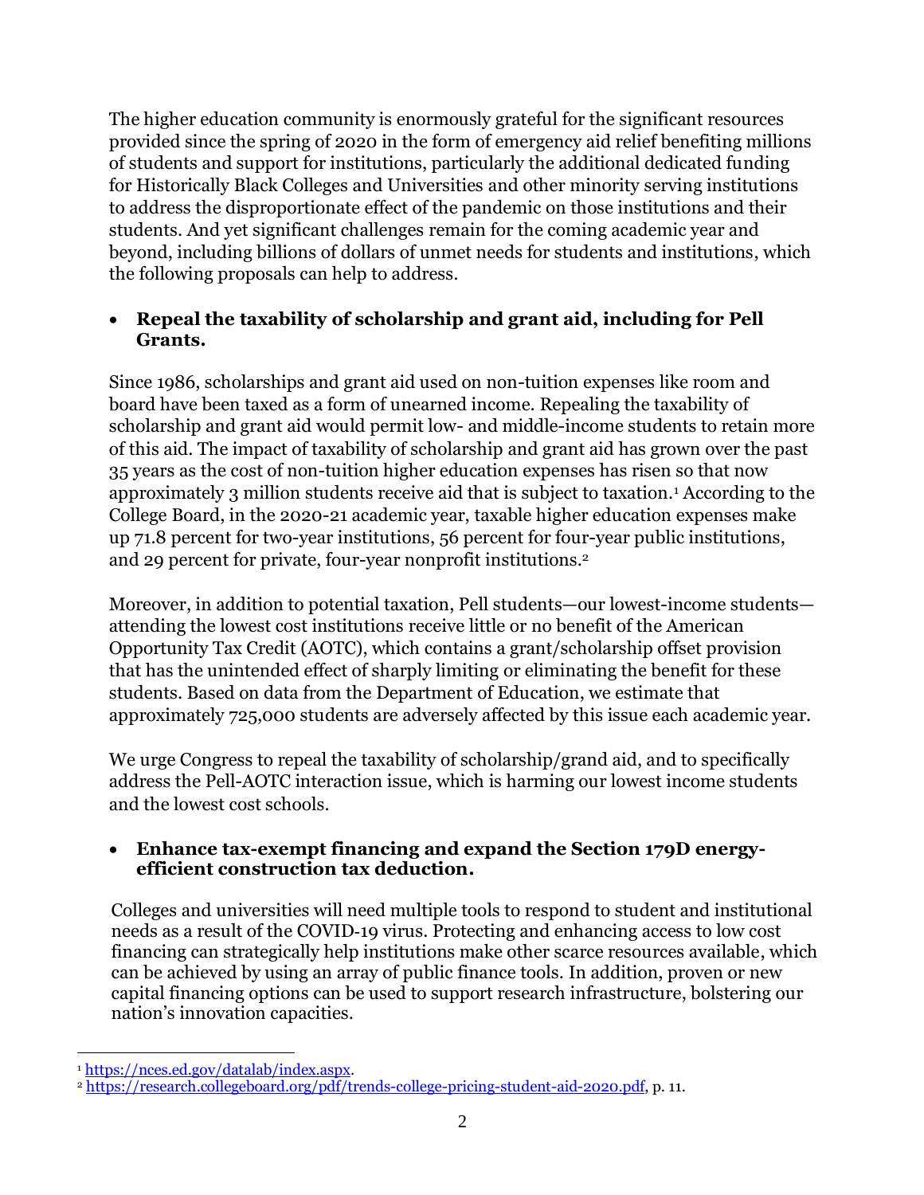The higher education community is enormously grateful for the significant resources provided since the spring of 2020 in the form of emergency aid relief benefiting millions of students and support for institutions, particularly the additional dedicated funding for Historically Black Colleges and Universities and other minority serving institutions to address the disproportionate effect of the pandemic on those institutions and their students. And yet significant challenges remain for the coming academic year and beyond, including billions of dollars of unmet needs for students and institutions, which the following proposals can help to address.

- **Repeal the taxability of scholarship and grant aid, including for Pell Grants.**

Since 1986, scholarships and grant aid used on non-tuition expenses like room and board have been taxed as a form of unearned income. Repealing the taxability of scholarship and grant aid would permit low- and middle-income students to retain more of this aid. The impact of taxability of scholarship and grant aid has grown over the past 35 years as the cost of non-tuition higher education expenses has risen so that now approximately 3 million students receive aid that is subject to taxation.[1] According to the College Board, in the 2020-21 academic year, taxable higher education expenses make up 71.8 percent for two-year institutions, 56 percent for four-year public institutions, and 29 percent for private, four-year nonprofit institutions.[2]

Moreover, in addition to potential taxation, Pell students—our lowest-income students—attending the lowest cost institutions receive little or no benefit of the American Opportunity Tax Credit (AOTC), which contains a grant/scholarship offset provision that has the unintended effect of sharply limiting or eliminating the benefit for these students. Based on data from the Department of Education, we estimate that approximately 725,000 students are adversely affected by this issue each academic year.

We urge Congress to repeal the taxability of scholarship/grand aid, and to specifically address the Pell-AOTC interaction issue, which is harming our lowest income students and the lowest cost schools.

- **Enhance tax-exempt financing and expand the Section 179D energy-efficient construction tax deduction.**

Colleges and universities will need multiple tools to respond to student and institutional needs as a result of the COVID-19 virus. Protecting and enhancing access to low cost financing can strategically help institutions make other scarce resources available, which can be achieved by using an array of public finance tools. In addition, proven or new capital financing options can be used to support research infrastructure, bolstering our nation's innovation capacities.

[1] https://nces.ed.gov/datalab/index.aspx.

[2] https://research.collegeboard.org/pdf/trends-college-pricing-student-aid-2020.pdf, p. 11.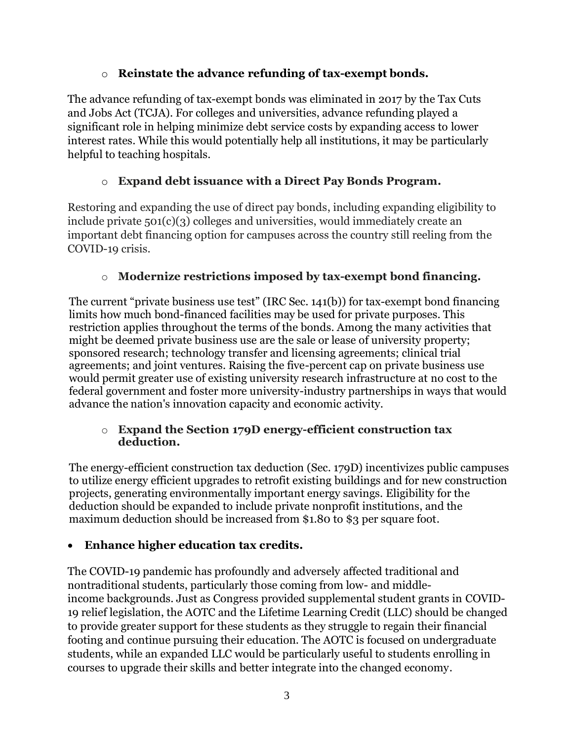- **Reinstate the advance refunding of tax-exempt bonds.**

The advance refunding of tax-exempt bonds was eliminated in 2017 by the Tax Cuts and Jobs Act (TCJA). For colleges and universities, advance refunding played a significant role in helping minimize debt service costs by expanding access to lower interest rates. While this would potentially help all institutions, it may be particularly helpful to teaching hospitals.

- **Expand debt issuance with a Direct Pay Bonds Program.**

Restoring and expanding the use of direct pay bonds, including expanding eligibility to include private 501(c)(3) colleges and universities, would immediately create an important debt financing option for campuses across the country still reeling from the COVID-19 crisis.

- **Modernize restrictions imposed by tax-exempt bond financing.**

The current "private business use test" (IRC Sec. 141(b)) for tax-exempt bond financing limits how much bond-financed facilities may be used for private purposes. This restriction applies throughout the terms of the bonds. Among the many activities that might be deemed private business use are the sale or lease of university property; sponsored research; technology transfer and licensing agreements; clinical trial agreements; and joint ventures. Raising the five-percent cap on private business use would permit greater use of existing university research infrastructure at no cost to the federal government and foster more university-industry partnerships in ways that would advance the nation's innovation capacity and economic activity.

- **Expand the Section 179D energy-efficient construction tax deduction.**

The energy-efficient construction tax deduction (Sec. 179D) incentivizes public campuses to utilize energy efficient upgrades to retrofit existing buildings and for new construction projects, generating environmentally important energy savings. Eligibility for the deduction should be expanded to include private nonprofit institutions, and the maximum deduction should be increased from $1.80 to $3 per square foot.

- **Enhance higher education tax credits.**

The COVID-19 pandemic has profoundly and adversely affected traditional and nontraditional students, particularly those coming from low- and middle-income backgrounds. Just as Congress provided supplemental student grants in COVID-19 relief legislation, the AOTC and the Lifetime Learning Credit (LLC) should be changed to provide greater support for these students as they struggle to regain their financial footing and continue pursuing their education. The AOTC is focused on undergraduate students, while an expanded LLC would be particularly useful to students enrolling in courses to upgrade their skills and better integrate into the changed economy.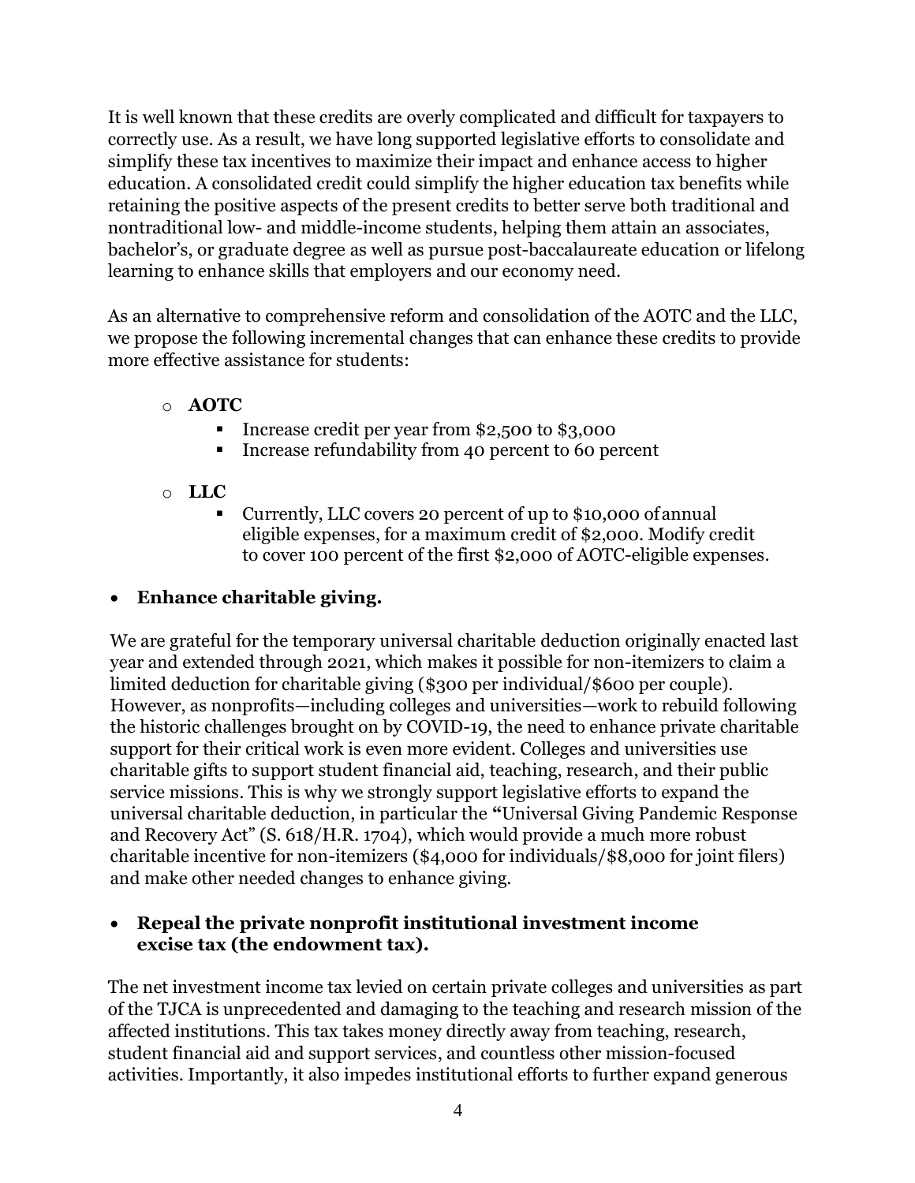It is well known that these credits are overly complicated and difficult for taxpayers to correctly use. As a result, we have long supported legislative efforts to consolidate and simplify these tax incentives to maximize their impact and enhance access to higher education. A consolidated credit could simplify the higher education tax benefits while retaining the positive aspects of the present credits to better serve both traditional and nontraditional low- and middle-income students, helping them attain an associates, bachelor's, or graduate degree as well as pursue post-baccalaureate education or lifelong learning to enhance skills that employers and our economy need.

As an alternative to comprehensive reform and consolidation of the AOTC and the LLC, we propose the following incremental changes that can enhance these credits to provide more effective assistance for students:

- **AOTC**
  - Increase credit per year from $2,500 to $3,000
  - Increase refundability from 40 percent to 60 percent
- **LLC**
  - Currently, LLC covers 20 percent of up to $10,000 of annual eligible expenses, for a maximum credit of $2,000. Modify credit to cover 100 percent of the first $2,000 of AOTC-eligible expenses.

- **Enhance charitable giving.**

We are grateful for the temporary universal charitable deduction originally enacted last year and extended through 2021, which makes it possible for non-itemizers to claim a limited deduction for charitable giving ($300 per individual/$600 per couple). However, as nonprofits—including colleges and universities—work to rebuild following the historic challenges brought on by COVID-19, the need to enhance private charitable support for their critical work is even more evident. Colleges and universities use charitable gifts to support student financial aid, teaching, research, and their public service missions. This is why we strongly support legislative efforts to expand the universal charitable deduction, in particular the "Universal Giving Pandemic Response and Recovery Act" (S. 618/H.R. 1704), which would provide a much more robust charitable incentive for non-itemizers ($4,000 for individuals/$8,000 for joint filers) and make other needed changes to enhance giving.

- **Repeal the private nonprofit institutional investment income excise tax (the endowment tax).**

The net investment income tax levied on certain private colleges and universities as part of the TJCA is unprecedented and damaging to the teaching and research mission of the affected institutions. This tax takes money directly away from teaching, research, student financial aid and support services, and countless other mission-focused activities. Importantly, it also impedes institutional efforts to further expand generous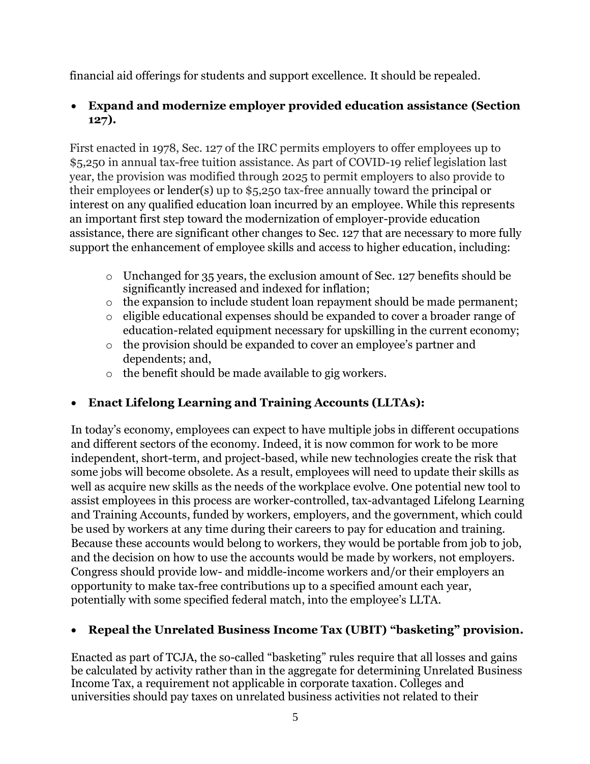financial aid offerings for students and support excellence. It should be repealed.

- **Expand and modernize employer provided education assistance (Section 127).**

First enacted in 1978, Sec. 127 of the IRC permits employers to offer employees up to $5,250 in annual tax-free tuition assistance. As part of COVID-19 relief legislation last year, the provision was modified through 2025 to permit employers to also provide to their employees or lender(s) up to $5,250 tax-free annually toward the principal or interest on any qualified education loan incurred by an employee. While this represents an important first step toward the modernization of employer-provide education assistance, there are significant other changes to Sec. 127 that are necessary to more fully support the enhancement of employee skills and access to higher education, including:

  - Unchanged for 35 years, the exclusion amount of Sec. 127 benefits should be significantly increased and indexed for inflation;
  - the expansion to include student loan repayment should be made permanent;
  - eligible educational expenses should be expanded to cover a broader range of education-related equipment necessary for upskilling in the current economy;
  - the provision should be expanded to cover an employee's partner and dependents; and,
  - the benefit should be made available to gig workers.

- **Enact Lifelong Learning and Training Accounts (LLTAs):**

In today's economy, employees can expect to have multiple jobs in different occupations and different sectors of the economy. Indeed, it is now common for work to be more independent, short-term, and project-based, while new technologies create the risk that some jobs will become obsolete. As a result, employees will need to update their skills as well as acquire new skills as the needs of the workplace evolve. One potential new tool to assist employees in this process are worker-controlled, tax-advantaged Lifelong Learning and Training Accounts, funded by workers, employers, and the government, which could be used by workers at any time during their careers to pay for education and training. Because these accounts would belong to workers, they would be portable from job to job, and the decision on how to use the accounts would be made by workers, not employers. Congress should provide low- and middle-income workers and/or their employers an opportunity to make tax-free contributions up to a specified amount each year, potentially with some specified federal match, into the employee's LLTA.

- **Repeal the Unrelated Business Income Tax (UBIT) "basketing" provision.**

Enacted as part of TCJA, the so-called "basketing" rules require that all losses and gains be calculated by activity rather than in the aggregate for determining Unrelated Business Income Tax, a requirement not applicable in corporate taxation. Colleges and universities should pay taxes on unrelated business activities not related to their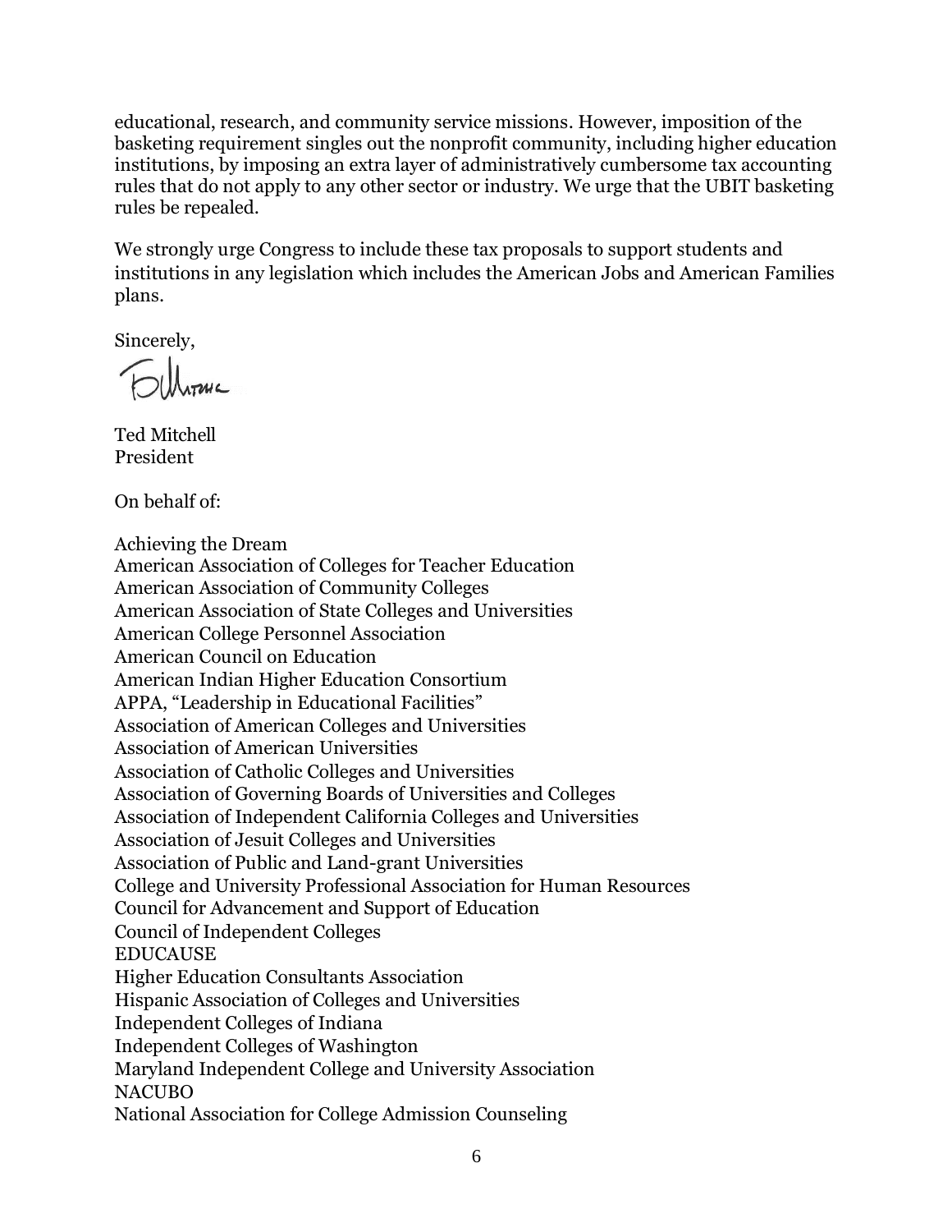educational, research, and community service missions. However, imposition of the basketing requirement singles out the nonprofit community, including higher education institutions, by imposing an extra layer of administratively cumbersome tax accounting rules that do not apply to any other sector or industry. We urge that the UBIT basketing rules be repealed.

We strongly urge Congress to include these tax proposals to support students and institutions in any legislation which includes the American Jobs and American Families plans.

Sincerely,

Ted Mitchell
President

On behalf of:

Achieving the Dream
American Association of Colleges for Teacher Education
American Association of Community Colleges
American Association of State Colleges and Universities
American College Personnel Association
American Council on Education
American Indian Higher Education Consortium
APPA, "Leadership in Educational Facilities"
Association of American Colleges and Universities
Association of American Universities
Association of Catholic Colleges and Universities
Association of Governing Boards of Universities and Colleges
Association of Independent California Colleges and Universities
Association of Jesuit Colleges and Universities
Association of Public and Land-grant Universities
College and University Professional Association for Human Resources
Council for Advancement and Support of Education
Council of Independent Colleges
EDUCAUSE
Higher Education Consultants Association
Hispanic Association of Colleges and Universities
Independent Colleges of Indiana
Independent Colleges of Washington
Maryland Independent College and University Association
NACUBO
National Association for College Admission Counseling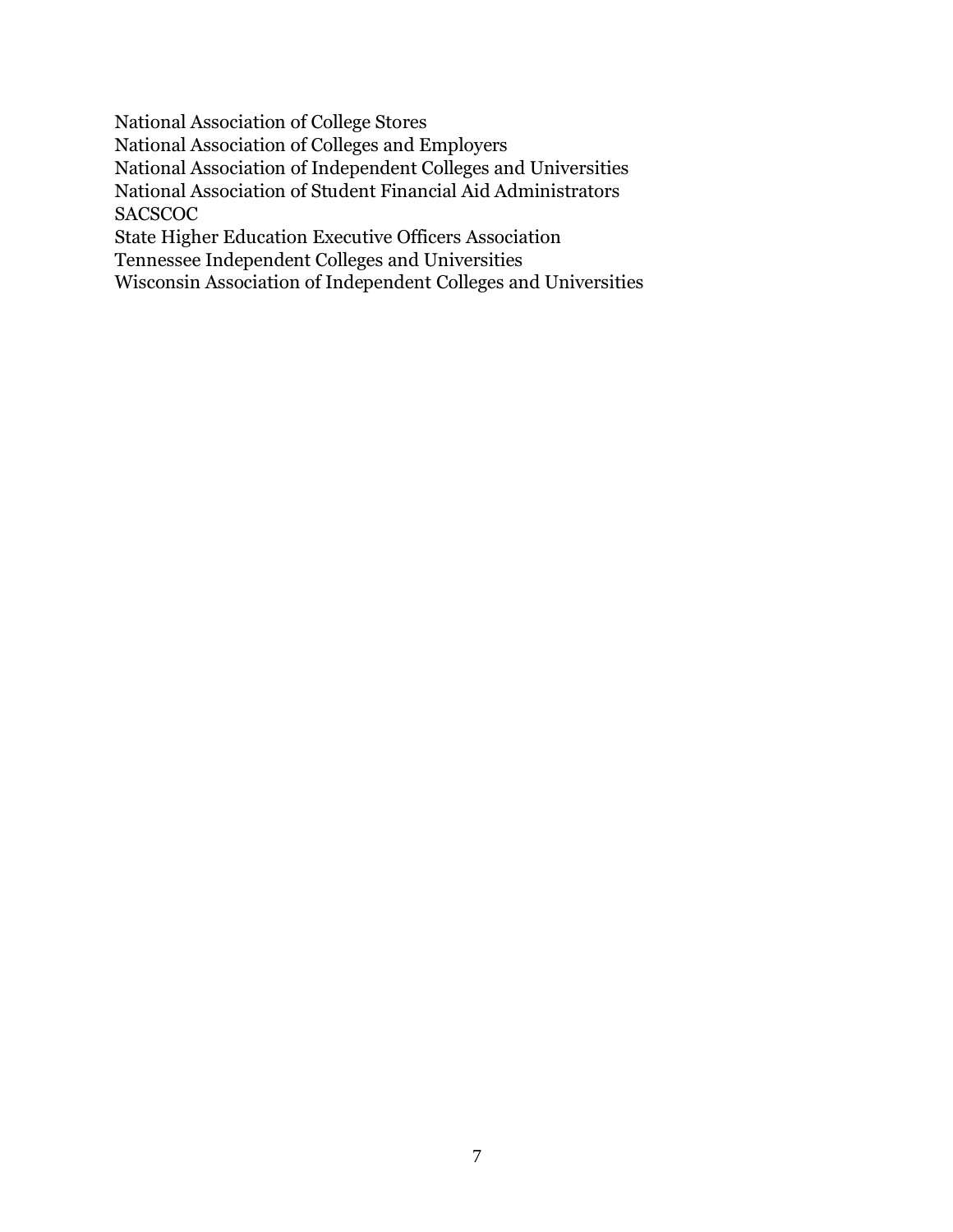National Association of College Stores
National Association of Colleges and Employers
National Association of Independent Colleges and Universities
National Association of Student Financial Aid Administrators
SACSCOC
State Higher Education Executive Officers Association
Tennessee Independent Colleges and Universities
Wisconsin Association of Independent Colleges and Universities